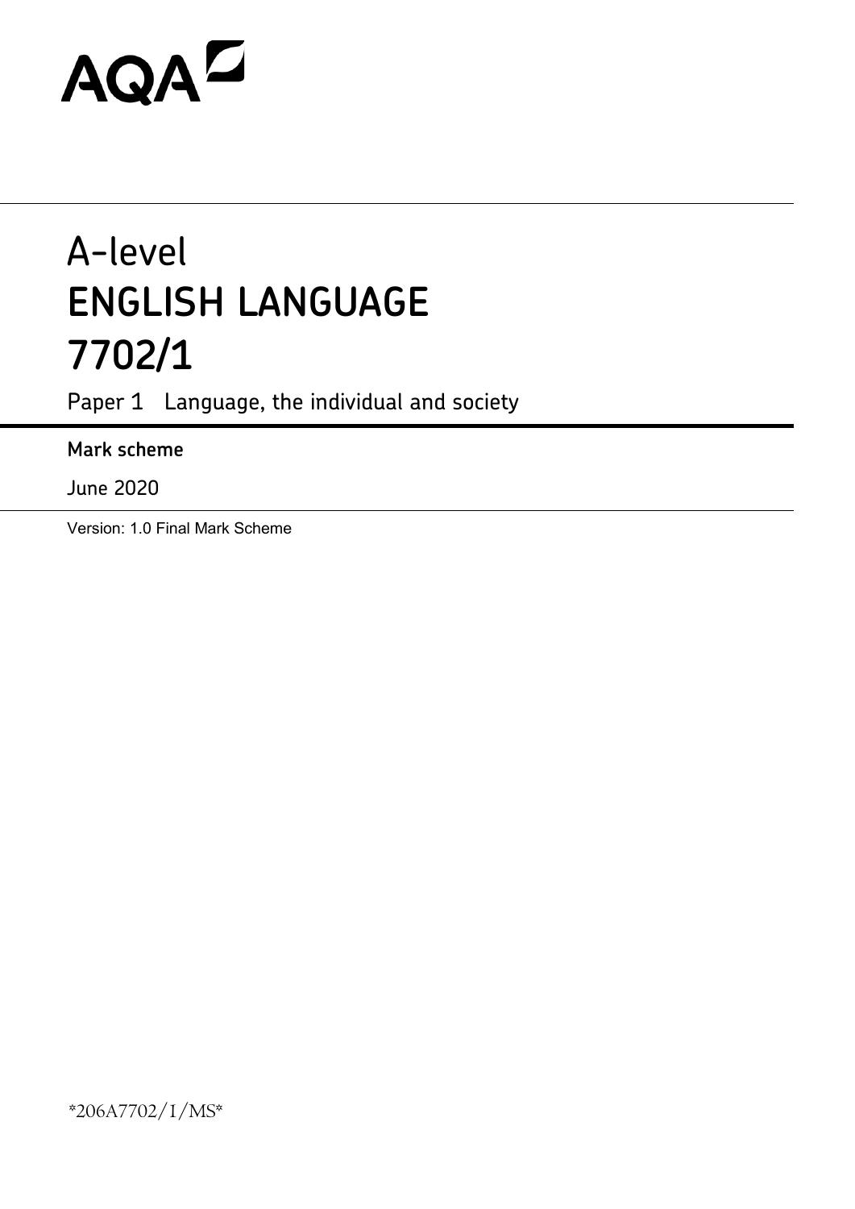AQA

# A-level
# ENGLISH LANGUAGE
# 7702/1

Paper 1 Language, the individual and society

**Mark scheme**

June 2020

Version: 1.0 Final Mark Scheme

*206A7702/1/MS*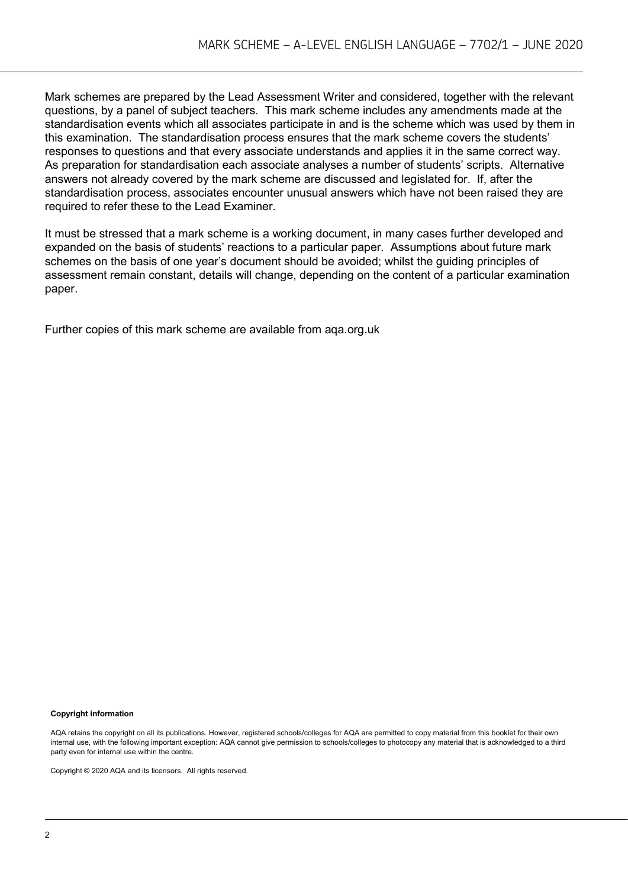Mark schemes are prepared by the Lead Assessment Writer and considered, together with the relevant questions, by a panel of subject teachers. This mark scheme includes any amendments made at the standardisation events which all associates participate in and is the scheme which was used by them in this examination. The standardisation process ensures that the mark scheme covers the students' responses to questions and that every associate understands and applies it in the same correct way. As preparation for standardisation each associate analyses a number of students' scripts. Alternative answers not already covered by the mark scheme are discussed and legislated for. If, after the standardisation process, associates encounter unusual answers which have not been raised they are required to refer these to the Lead Examiner.

It must be stressed that a mark scheme is a working document, in many cases further developed and expanded on the basis of students' reactions to a particular paper. Assumptions about future mark schemes on the basis of one year's document should be avoided; whilst the guiding principles of assessment remain constant, details will change, depending on the content of a particular examination paper.

Further copies of this mark scheme are available from aqa.org.uk

**Copyright information**

AQA retains the copyright on all its publications. However, registered schools/colleges for AQA are permitted to copy material from this booklet for their own internal use, with the following important exception: AQA cannot give permission to schools/colleges to photocopy any material that is acknowledged to a third party even for internal use within the centre.

Copyright © 2020 AQA and its licensors. All rights reserved.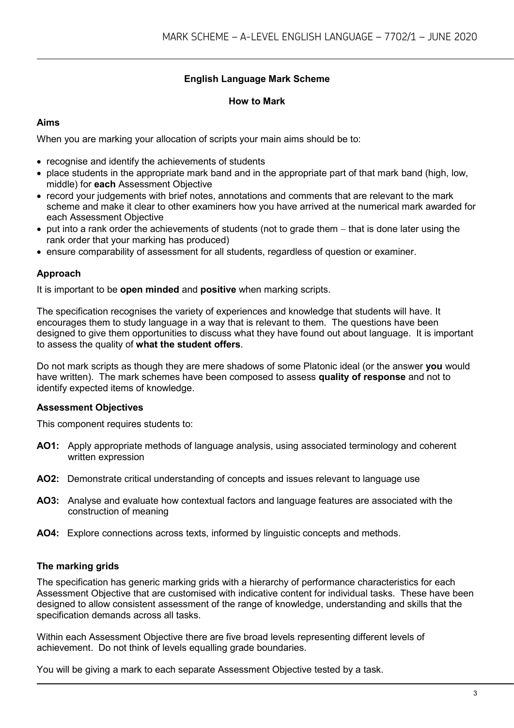## English Language Mark Scheme

### How to Mark

### Aims

When you are marking your allocation of scripts your main aims should be to:

- recognise and identify the achievements of students
- place students in the appropriate mark band and in the appropriate part of that mark band (high, low, middle) for **each** Assessment Objective
- record your judgements with brief notes, annotations and comments that are relevant to the mark scheme and make it clear to other examiners how you have arrived at the numerical mark awarded for each Assessment Objective
- put into a rank order the achievements of students (not to grade them – that is done later using the rank order that your marking has produced)
- ensure comparability of assessment for all students, regardless of question or examiner.

### Approach

It is important to be **open minded** and **positive** when marking scripts.

The specification recognises the variety of experiences and knowledge that students will have. It encourages them to study language in a way that is relevant to them. The questions have been designed to give them opportunities to discuss what they have found out about language. It is important to assess the quality of **what the student offers**.

Do not mark scripts as though they are mere shadows of some Platonic ideal (or the answer **you** would have written). The mark schemes have been composed to assess **quality of response** and not to identify expected items of knowledge.

### Assessment Objectives

This component requires students to:

**AO1:** Apply appropriate methods of language analysis, using associated terminology and coherent written expression

**AO2:** Demonstrate critical understanding of concepts and issues relevant to language use

**AO3:** Analyse and evaluate how contextual factors and language features are associated with the construction of meaning

**AO4:** Explore connections across texts, informed by linguistic concepts and methods.

### The marking grids

The specification has generic marking grids with a hierarchy of performance characteristics for each Assessment Objective that are customised with indicative content for individual tasks. These have been designed to allow consistent assessment of the range of knowledge, understanding and skills that the specification demands across all tasks.

Within each Assessment Objective there are five broad levels representing different levels of achievement. Do not think of levels equalling grade boundaries.

You will be giving a mark to each separate Assessment Objective tested by a task.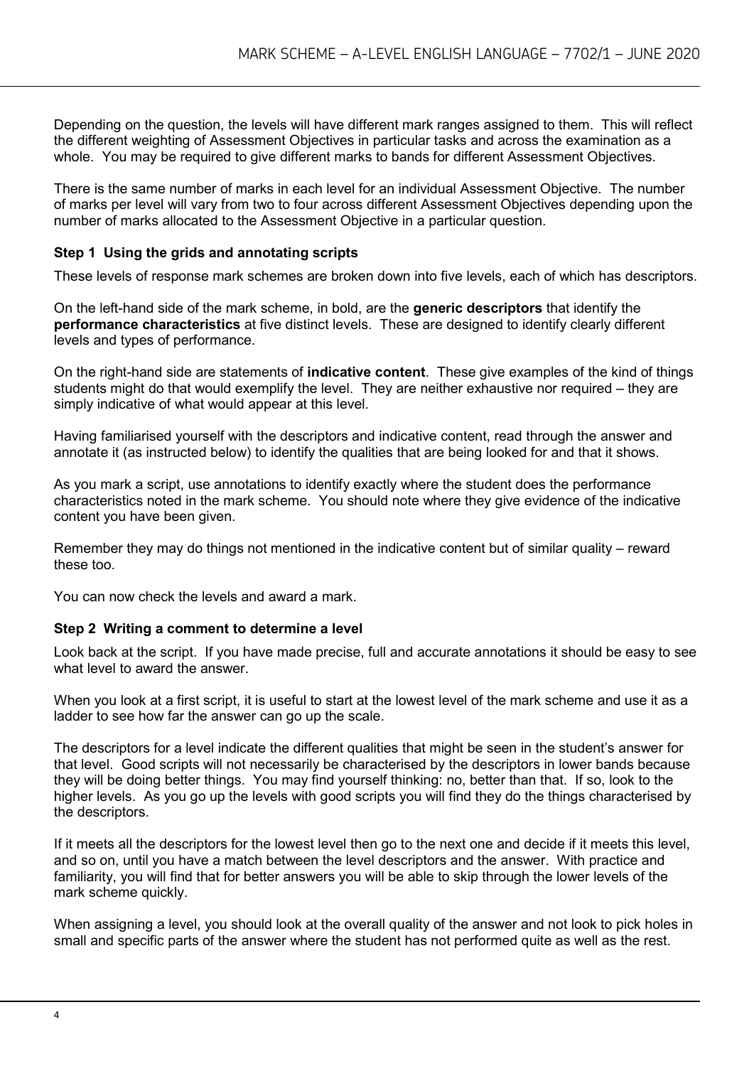Depending on the question, the levels will have different mark ranges assigned to them. This will reflect the different weighting of Assessment Objectives in particular tasks and across the examination as a whole. You may be required to give different marks to bands for different Assessment Objectives.

There is the same number of marks in each level for an individual Assessment Objective. The number of marks per level will vary from two to four across different Assessment Objectives depending upon the number of marks allocated to the Assessment Objective in a particular question.

### Step 1 Using the grids and annotating scripts

These levels of response mark schemes are broken down into five levels, each of which has descriptors.

On the left-hand side of the mark scheme, in bold, are the **generic descriptors** that identify the **performance characteristics** at five distinct levels. These are designed to identify clearly different levels and types of performance.

On the right-hand side are statements of **indicative content**. These give examples of the kind of things students might do that would exemplify the level. They are neither exhaustive nor required – they are simply indicative of what would appear at this level.

Having familiarised yourself with the descriptors and indicative content, read through the answer and annotate it (as instructed below) to identify the qualities that are being looked for and that it shows.

As you mark a script, use annotations to identify exactly where the student does the performance characteristics noted in the mark scheme. You should note where they give evidence of the indicative content you have been given.

Remember they may do things not mentioned in the indicative content but of similar quality – reward these too.

You can now check the levels and award a mark.

### Step 2 Writing a comment to determine a level

Look back at the script. If you have made precise, full and accurate annotations it should be easy to see what level to award the answer.

When you look at a first script, it is useful to start at the lowest level of the mark scheme and use it as a ladder to see how far the answer can go up the scale.

The descriptors for a level indicate the different qualities that might be seen in the student's answer for that level. Good scripts will not necessarily be characterised by the descriptors in lower bands because they will be doing better things. You may find yourself thinking: no, better than that. If so, look to the higher levels. As you go up the levels with good scripts you will find they do the things characterised by the descriptors.

If it meets all the descriptors for the lowest level then go to the next one and decide if it meets this level, and so on, until you have a match between the level descriptors and the answer. With practice and familiarity, you will find that for better answers you will be able to skip through the lower levels of the mark scheme quickly.

When assigning a level, you should look at the overall quality of the answer and not look to pick holes in small and specific parts of the answer where the student has not performed quite as well as the rest.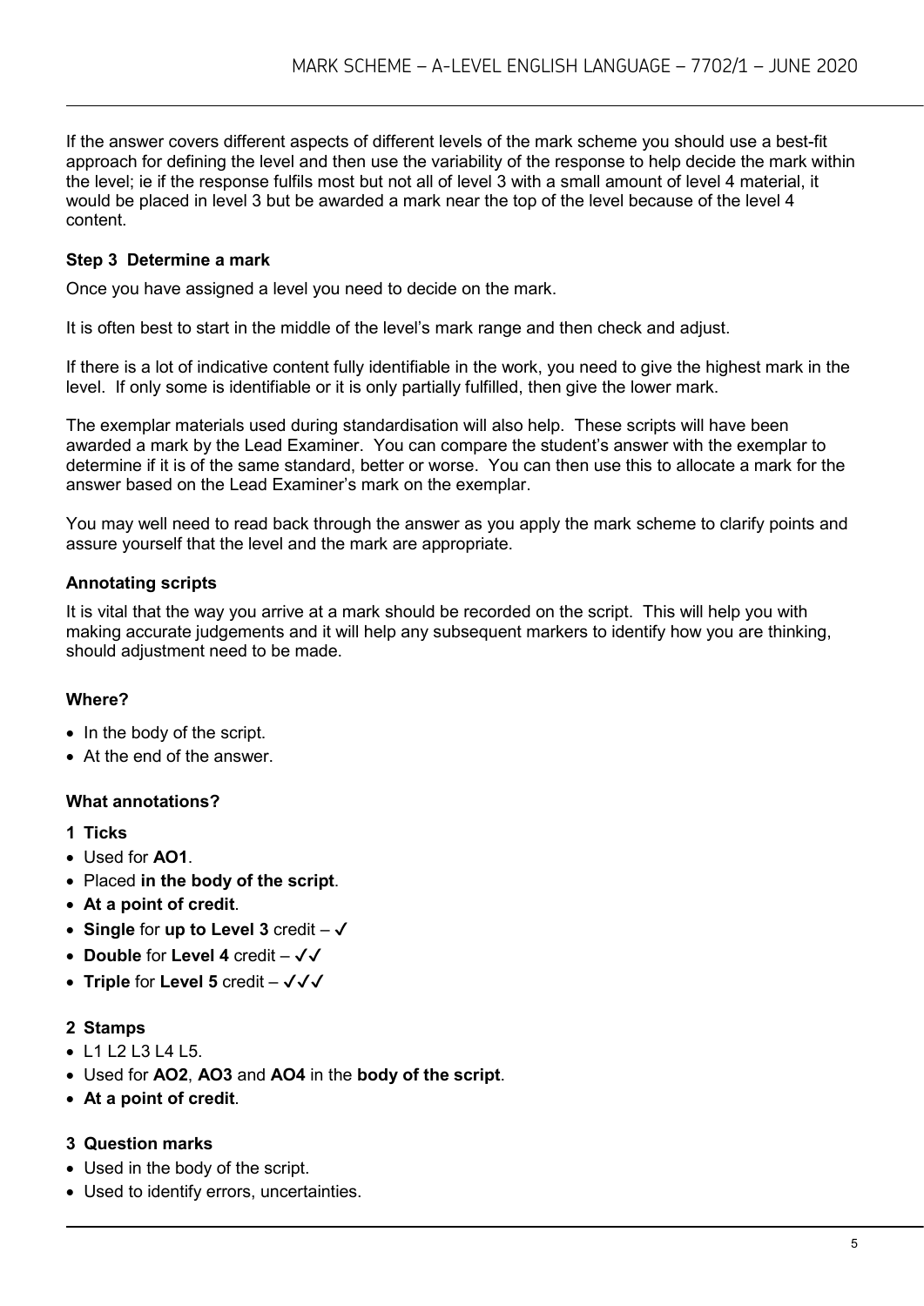If the answer covers different aspects of different levels of the mark scheme you should use a best-fit approach for defining the level and then use the variability of the response to help decide the mark within the level; ie if the response fulfils most but not all of level 3 with a small amount of level 4 material, it would be placed in level 3 but be awarded a mark near the top of the level because of the level 4 content.

**Step 3 Determine a mark**

Once you have assigned a level you need to decide on the mark.

It is often best to start in the middle of the level's mark range and then check and adjust.

If there is a lot of indicative content fully identifiable in the work, you need to give the highest mark in the level. If only some is identifiable or it is only partially fulfilled, then give the lower mark.

The exemplar materials used during standardisation will also help. These scripts will have been awarded a mark by the Lead Examiner. You can compare the student's answer with the exemplar to determine if it is of the same standard, better or worse. You can then use this to allocate a mark for the answer based on the Lead Examiner's mark on the exemplar.

You may well need to read back through the answer as you apply the mark scheme to clarify points and assure yourself that the level and the mark are appropriate.

**Annotating scripts**

It is vital that the way you arrive at a mark should be recorded on the script. This will help you with making accurate judgements and it will help any subsequent markers to identify how you are thinking, should adjustment need to be made.

**Where?**

- In the body of the script.
- At the end of the answer.

**What annotations?**

**1 Ticks**

- Used for **AO1**.
- Placed **in the body of the script**.
- **At a point of credit**.
- **Single** for **up to Level 3** credit – ✓
- **Double** for **Level 4** credit – ✓✓
- **Triple** for **Level 5** credit – ✓✓✓

**2 Stamps**

- L1 L2 L3 L4 L5.
- Used for **AO2**, **AO3** and **AO4** in the **body of the script**.
- **At a point of credit**.

**3 Question marks**

- Used in the body of the script.
- Used to identify errors, uncertainties.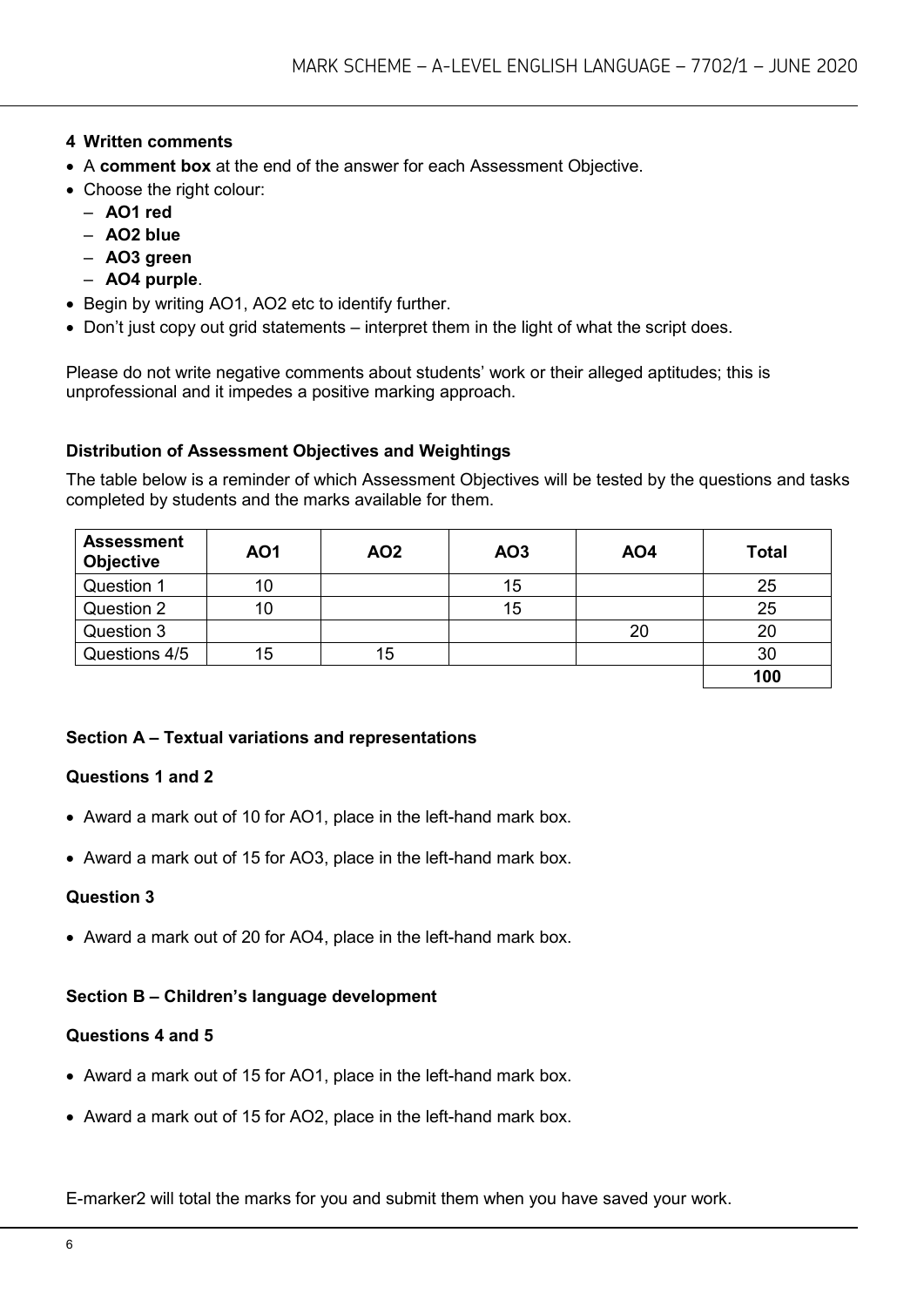### 4 Written comments

- A **comment box** at the end of the answer for each Assessment Objective.
- Choose the right colour:
  - **AO1 red**
  - **AO2 blue**
  - **AO3 green**
  - **AO4 purple**.
- Begin by writing AO1, AO2 etc to identify further.
- Don't just copy out grid statements – interpret them in the light of what the script does.

Please do not write negative comments about students' work or their alleged aptitudes; this is unprofessional and it impedes a positive marking approach.

### Distribution of Assessment Objectives and Weightings

The table below is a reminder of which Assessment Objectives will be tested by the questions and tasks completed by students and the marks available for them.

| Assessment Objective | AO1 | AO2 | AO3 | AO4 | Total |
|---|---|---|---|---|---|
| Question 1 | 10 | | 15 | | 25 |
| Question 2 | 10 | | 15 | | 25 |
| Question 3 | | | | 20 | 20 |
| Questions 4/5 | 15 | 15 | | | 30 |
| | | | | | **100** |

### Section A – Textual variations and representations

#### Questions 1 and 2

- Award a mark out of 10 for AO1, place in the left-hand mark box.
- Award a mark out of 15 for AO3, place in the left-hand mark box.

#### Question 3

- Award a mark out of 20 for AO4, place in the left-hand mark box.

### Section B – Children's language development

#### Questions 4 and 5

- Award a mark out of 15 for AO1, place in the left-hand mark box.
- Award a mark out of 15 for AO2, place in the left-hand mark box.

E-marker2 will total the marks for you and submit them when you have saved your work.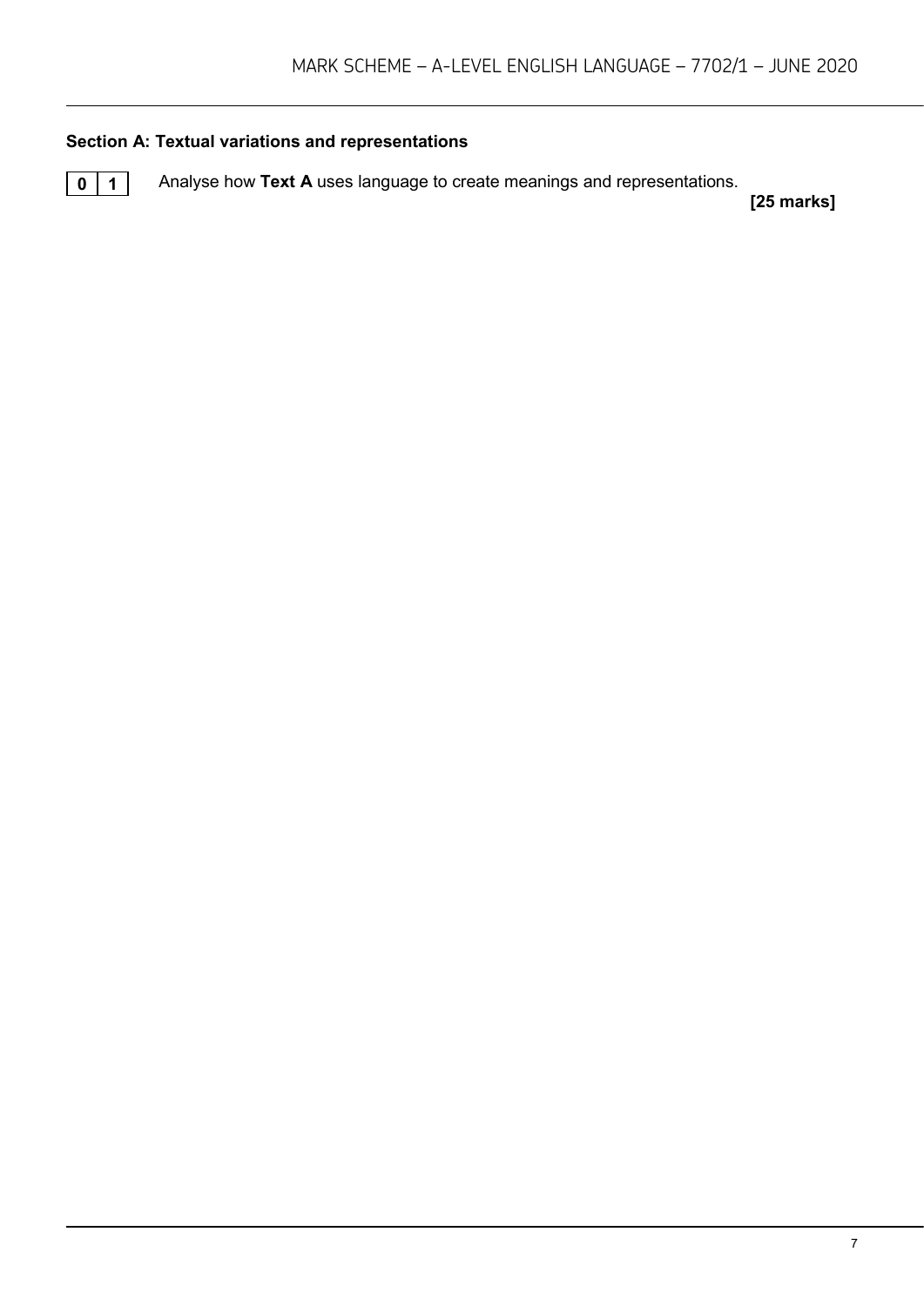## Section A: Textual variations and representations

**0 1** Analyse how **Text A** uses language to create meanings and representations.

**[25 marks]**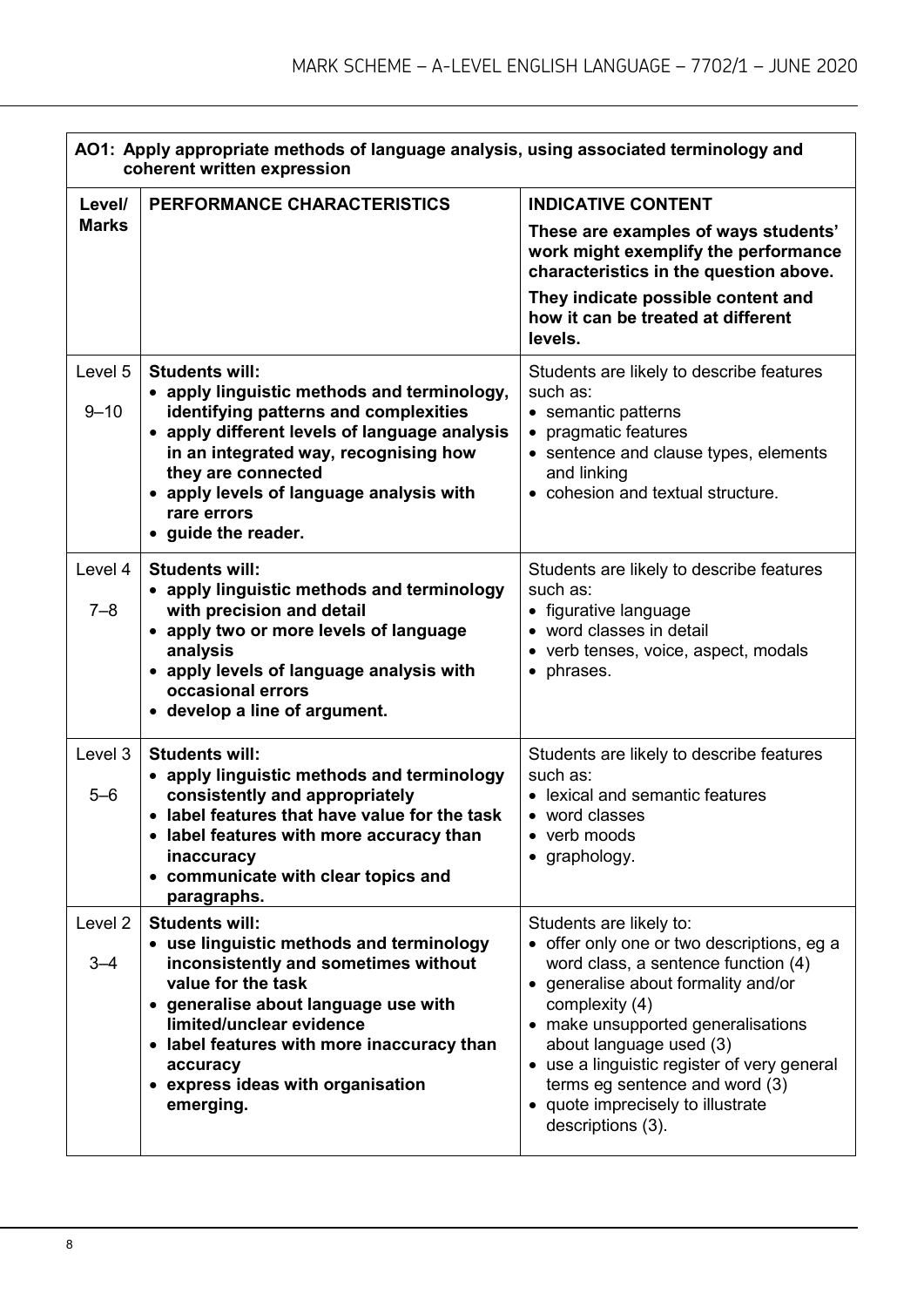| AO1: Apply appropriate methods of language analysis, using associated terminology and coherent written expression | | |
|---|---|---|
| **Level/ Marks** | **PERFORMANCE CHARACTERISTICS** | **INDICATIVE CONTENT**<br>**These are examples of ways students' work might exemplify the performance characteristics in the question above.**<br>**They indicate possible content and how it can be treated at different levels.** |
| Level 5<br>9–10 | **Students will:**<br>• **apply linguistic methods and terminology, identifying patterns and complexities**<br>• **apply different levels of language analysis in an integrated way, recognising how they are connected**<br>• **apply levels of language analysis with rare errors**<br>• **guide the reader.** | Students are likely to describe features such as:<br>• semantic patterns<br>• pragmatic features<br>• sentence and clause types, elements and linking<br>• cohesion and textual structure. |
| Level 4<br>7–8 | **Students will:**<br>• **apply linguistic methods and terminology with precision and detail**<br>• **apply two or more levels of language analysis**<br>• **apply levels of language analysis with occasional errors**<br>• **develop a line of argument.** | Students are likely to describe features such as:<br>• figurative language<br>• word classes in detail<br>• verb tenses, voice, aspect, modals<br>• phrases. |
| Level 3<br>5–6 | **Students will:**<br>• **apply linguistic methods and terminology consistently and appropriately**<br>• **label features that have value for the task**<br>• **label features with more accuracy than inaccuracy**<br>• **communicate with clear topics and paragraphs.** | Students are likely to describe features such as:<br>• lexical and semantic features<br>• word classes<br>• verb moods<br>• graphology. |
| Level 2<br>3–4 | **Students will:**<br>• **use linguistic methods and terminology inconsistently and sometimes without value for the task**<br>• **generalise about language use with limited/unclear evidence**<br>• **label features with more inaccuracy than accuracy**<br>• **express ideas with organisation emerging.** | Students are likely to:<br>• offer only one or two descriptions, eg a word class, a sentence function (4)<br>• generalise about formality and/or complexity (4)<br>• make unsupported generalisations about language used (3)<br>• use a linguistic register of very general terms eg sentence and word (3)<br>• quote imprecisely to illustrate descriptions (3). |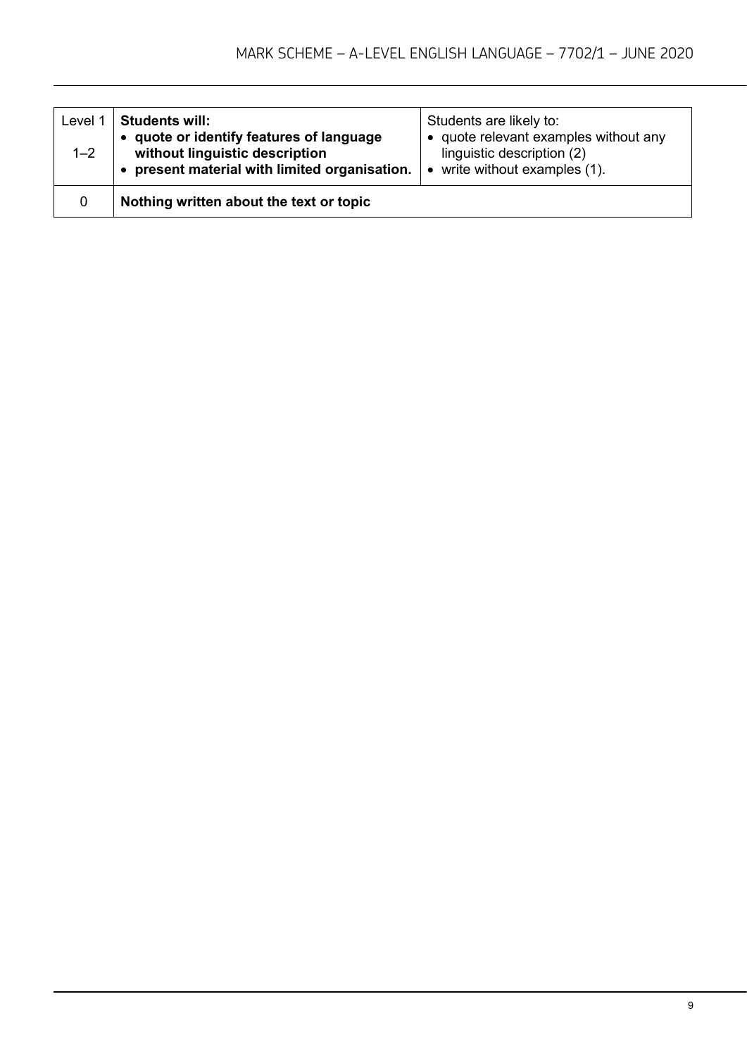| | | |
|---|---|---|
| Level 1<br><br>1–2 | **Students will:**<br>• **quote or identify features of language without linguistic description**<br>• **present material with limited organisation.** | Students are likely to:<br>• quote relevant examples without any linguistic description (2)<br>• write without examples (1). |
| 0 | **Nothing written about the text or topic** | |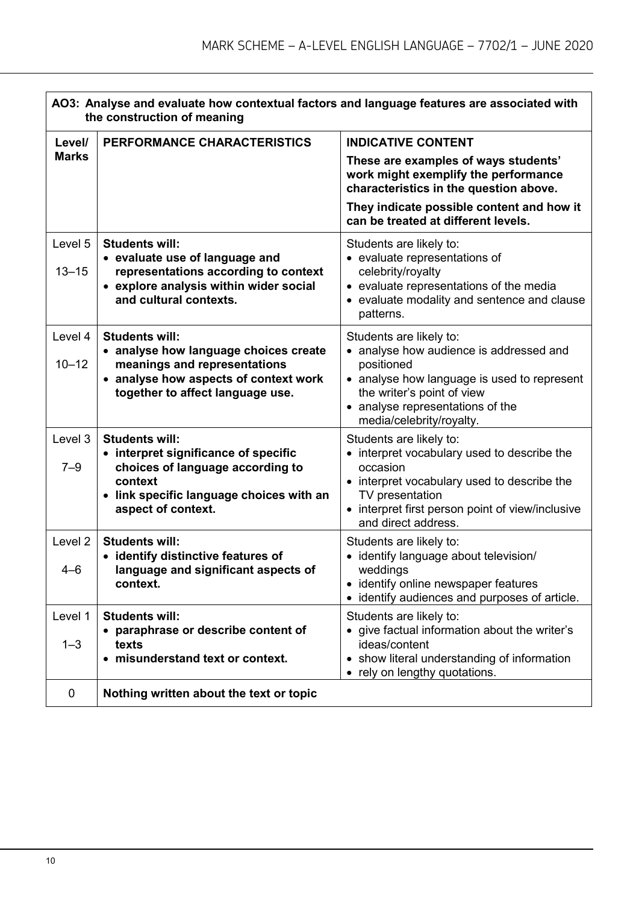| AO3: Analyse and evaluate how contextual factors and language features are associated with the construction of meaning | | |
|---|---|---|
| **Level/ Marks** | **PERFORMANCE CHARACTERISTICS** | **INDICATIVE CONTENT**<br>**These are examples of ways students' work might exemplify the performance characteristics in the question above.**<br>**They indicate possible content and how it can be treated at different levels.** |
| Level 5<br>13–15 | **Students will:**<br>• **evaluate use of language and representations according to context**<br>• **explore analysis within wider social and cultural contexts.** | Students are likely to:<br>• evaluate representations of celebrity/royalty<br>• evaluate representations of the media<br>• evaluate modality and sentence and clause patterns. |
| Level 4<br>10–12 | **Students will:**<br>• **analyse how language choices create meanings and representations**<br>• **analyse how aspects of context work together to affect language use.** | Students are likely to:<br>• analyse how audience is addressed and positioned<br>• analyse how language is used to represent the writer's point of view<br>• analyse representations of the media/celebrity/royalty. |
| Level 3<br>7–9 | **Students will:**<br>• **interpret significance of specific choices of language according to context**<br>• **link specific language choices with an aspect of context.** | Students are likely to:<br>• interpret vocabulary used to describe the occasion<br>• interpret vocabulary used to describe the TV presentation<br>• interpret first person point of view/inclusive and direct address. |
| Level 2<br>4–6 | **Students will:**<br>• **identify distinctive features of language and significant aspects of context.** | Students are likely to:<br>• identify language about television/ weddings<br>• identify online newspaper features<br>• identify audiences and purposes of article. |
| Level 1<br>1–3 | **Students will:**<br>• **paraphrase or describe content of texts**<br>• **misunderstand text or context.** | Students are likely to:<br>• give factual information about the writer's ideas/content<br>• show literal understanding of information<br>• rely on lengthy quotations. |
| 0 | **Nothing written about the text or topic** | |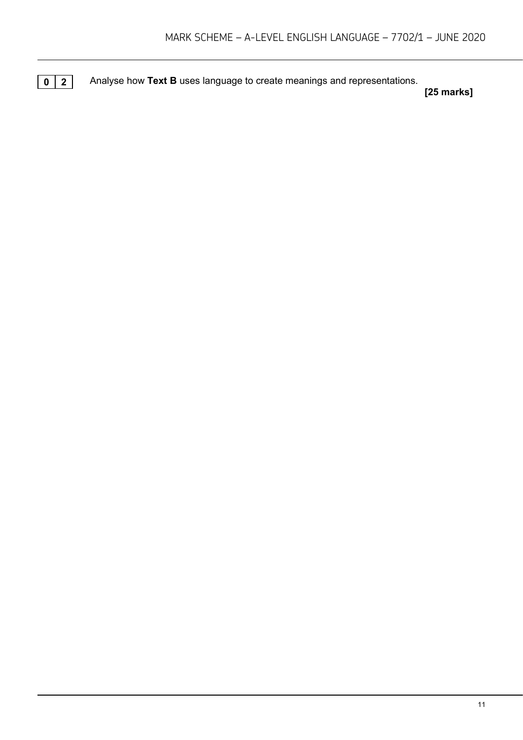**0 2** Analyse how **Text B** uses language to create meanings and representations.

**[25 marks]**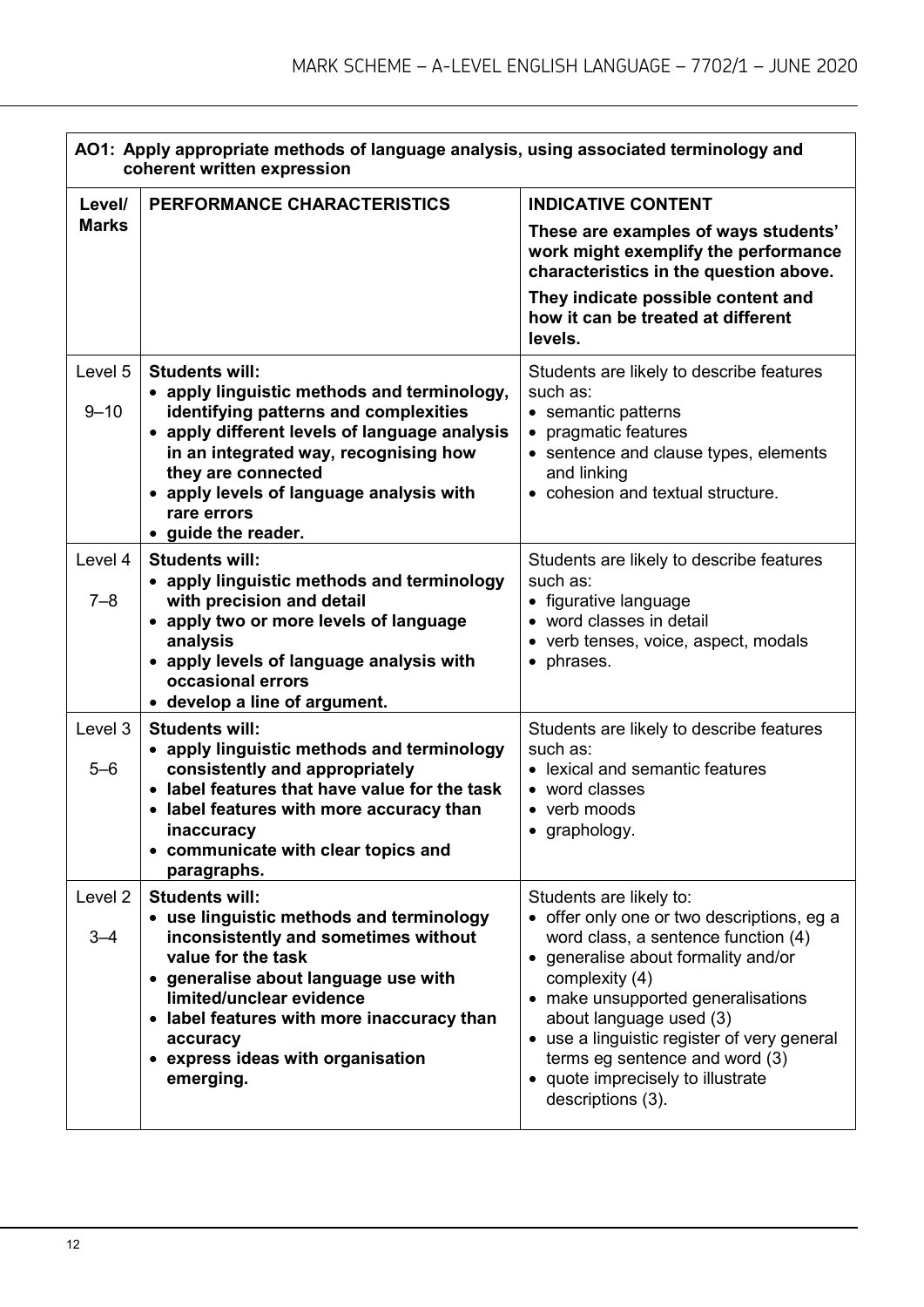| **AO1: Apply appropriate methods of language analysis, using associated terminology and coherent written expression** | | |
|---|---|---|
| **Level/ Marks** | **PERFORMANCE CHARACTERISTICS** | **INDICATIVE CONTENT**<br><br>**These are examples of ways students' work might exemplify the performance characteristics in the question above.**<br><br>**They indicate possible content and how it can be treated at different levels.** |
| Level 5<br><br>9–10 | **Students will:**<br>• **apply linguistic methods and terminology, identifying patterns and complexities**<br>• **apply different levels of language analysis in an integrated way, recognising how they are connected**<br>• **apply levels of language analysis with rare errors**<br>• **guide the reader.** | Students are likely to describe features such as:<br>• semantic patterns<br>• pragmatic features<br>• sentence and clause types, elements and linking<br>• cohesion and textual structure. |
| Level 4<br><br>7–8 | **Students will:**<br>• **apply linguistic methods and terminology with precision and detail**<br>• **apply two or more levels of language analysis**<br>• **apply levels of language analysis with occasional errors**<br>• **develop a line of argument.** | Students are likely to describe features such as:<br>• figurative language<br>• word classes in detail<br>• verb tenses, voice, aspect, modals<br>• phrases. |
| Level 3<br><br>5–6 | **Students will:**<br>• **apply linguistic methods and terminology consistently and appropriately**<br>• **label features that have value for the task**<br>• **label features with more accuracy than inaccuracy**<br>• **communicate with clear topics and paragraphs.** | Students are likely to describe features such as:<br>• lexical and semantic features<br>• word classes<br>• verb moods<br>• graphology. |
| Level 2<br><br>3–4 | **Students will:**<br>• **use linguistic methods and terminology inconsistently and sometimes without value for the task**<br>• **generalise about language use with limited/unclear evidence**<br>• **label features with more inaccuracy than accuracy**<br>• **express ideas with organisation emerging.** | Students are likely to:<br>• offer only one or two descriptions, eg a word class, a sentence function (4)<br>• generalise about formality and/or complexity (4)<br>• make unsupported generalisations about language used (3)<br>• use a linguistic register of very general terms eg sentence and word (3)<br>• quote imprecisely to illustrate descriptions (3). |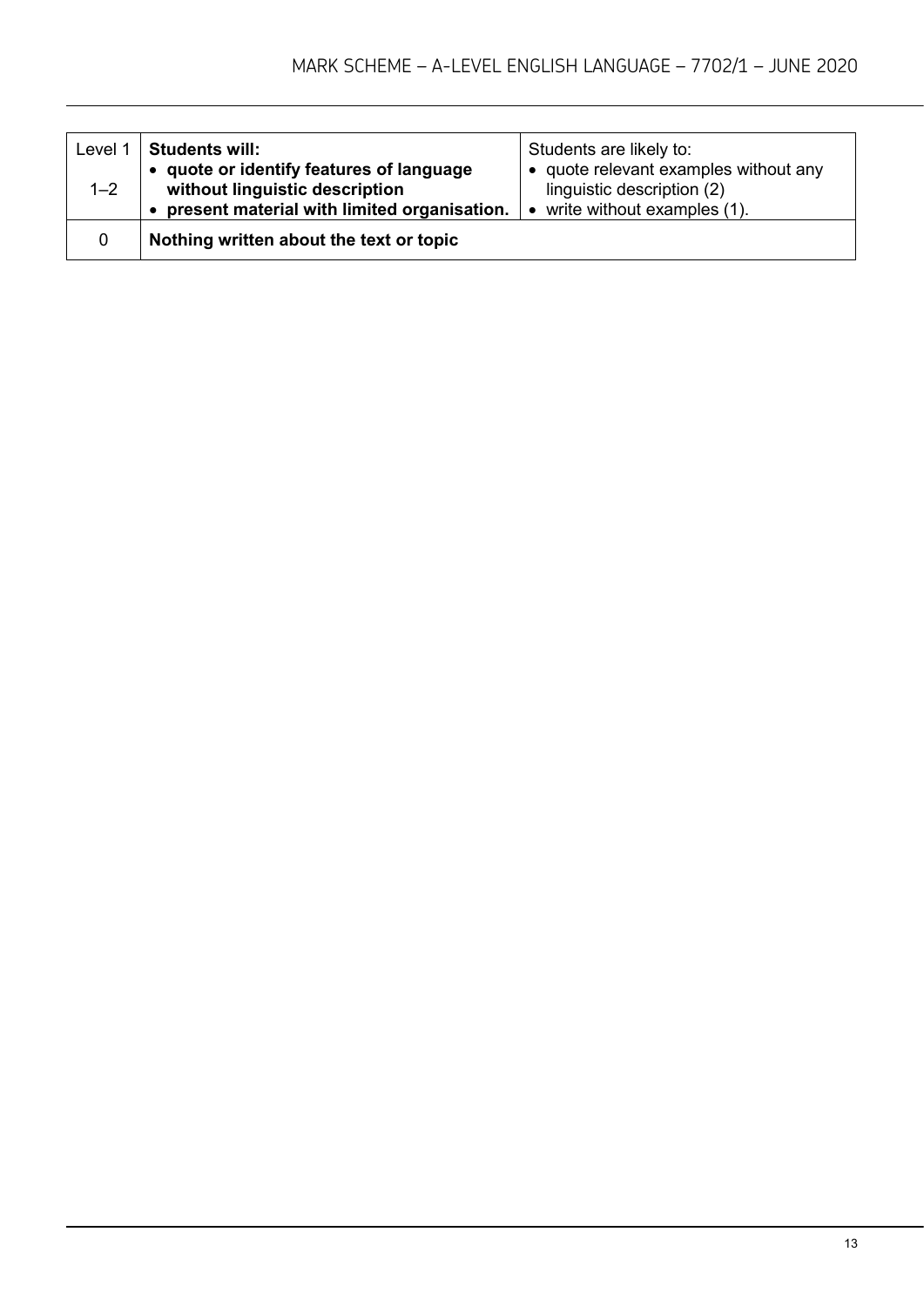| Level 1<br><br>1–2 | **Students will:**<br>• **quote or identify features of language without linguistic description**<br>• **present material with limited organisation.** | Students are likely to:<br>• quote relevant examples without any linguistic description (2)<br>• write without examples (1). |
|---|---|---|
| 0 | **Nothing written about the text or topic** | |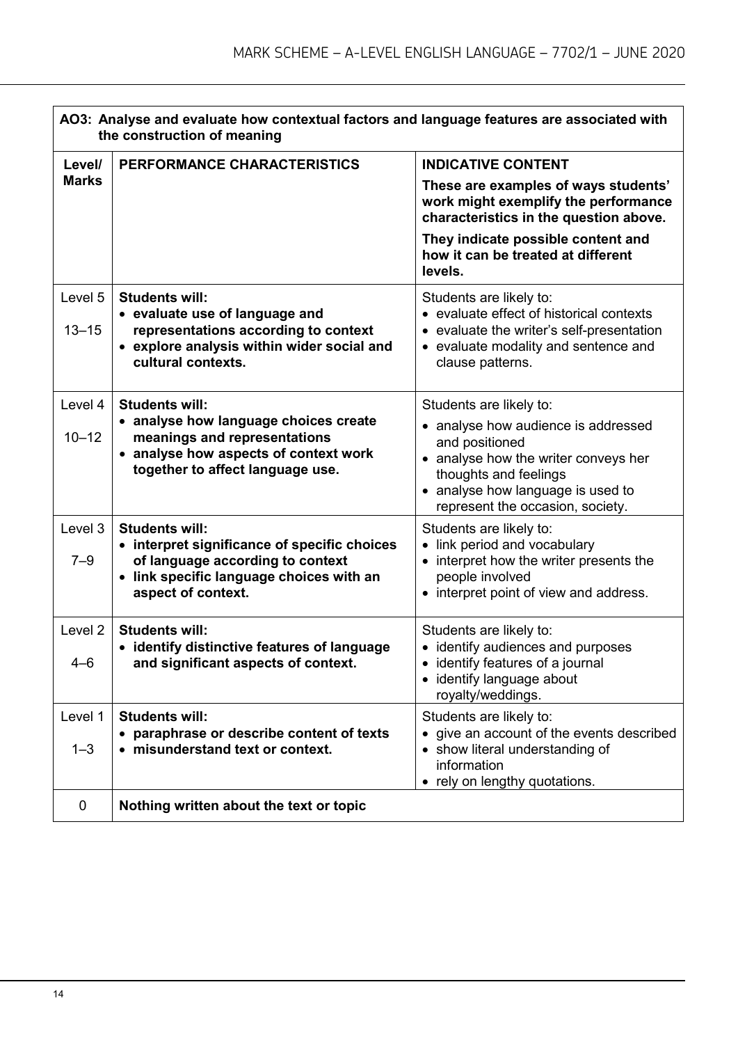| AO3: Analyse and evaluate how contextual factors and language features are associated with the construction of meaning | | |
|---|---|---|
| **Level/ Marks** | **PERFORMANCE CHARACTERISTICS** | **INDICATIVE CONTENT**<br><br>**These are examples of ways students' work might exemplify the performance characteristics in the question above.**<br><br>**They indicate possible content and how it can be treated at different levels.** |
| Level 5<br><br>13–15 | **Students will:**<br>• **evaluate use of language and representations according to context**<br>• **explore analysis within wider social and cultural contexts.** | Students are likely to:<br>• evaluate effect of historical contexts<br>• evaluate the writer's self-presentation<br>• evaluate modality and sentence and clause patterns. |
| Level 4<br><br>10–12 | **Students will:**<br>• **analyse how language choices create meanings and representations**<br>• **analyse how aspects of context work together to affect language use.** | Students are likely to:<br>• analyse how audience is addressed and positioned<br>• analyse how the writer conveys her thoughts and feelings<br>• analyse how language is used to represent the occasion, society. |
| Level 3<br><br>7–9 | **Students will:**<br>• **interpret significance of specific choices of language according to context**<br>• **link specific language choices with an aspect of context.** | Students are likely to:<br>• link period and vocabulary<br>• interpret how the writer presents the people involved<br>• interpret point of view and address. |
| Level 2<br><br>4–6 | **Students will:**<br>• **identify distinctive features of language and significant aspects of context.** | Students are likely to:<br>• identify audiences and purposes<br>• identify features of a journal<br>• identify language about royalty/weddings. |
| Level 1<br><br>1–3 | **Students will:**<br>• **paraphrase or describe content of texts**<br>• **misunderstand text or context.** | Students are likely to:<br>• give an account of the events described<br>• show literal understanding of information<br>• rely on lengthy quotations. |
| 0 | **Nothing written about the text or topic** | |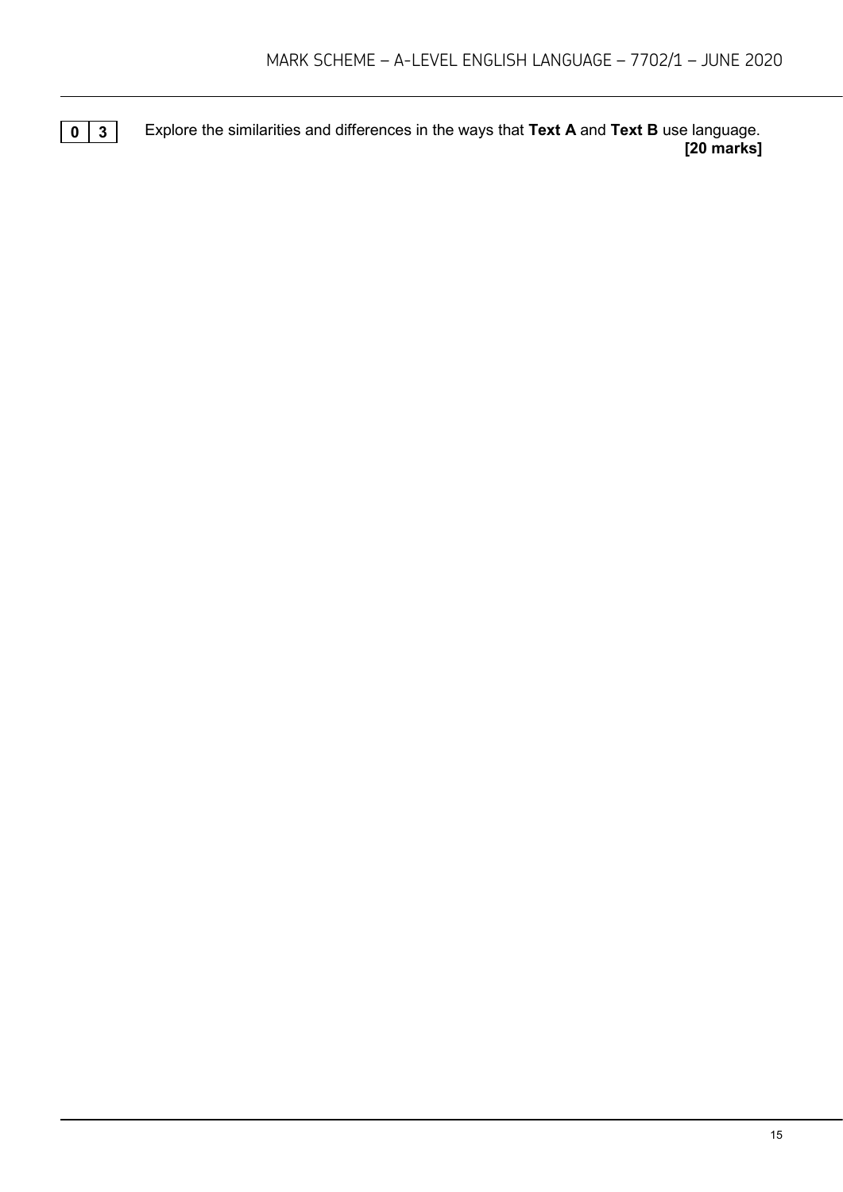**0 3** Explore the similarities and differences in the ways that **Text A** and **Text B** use language. **[20 marks]**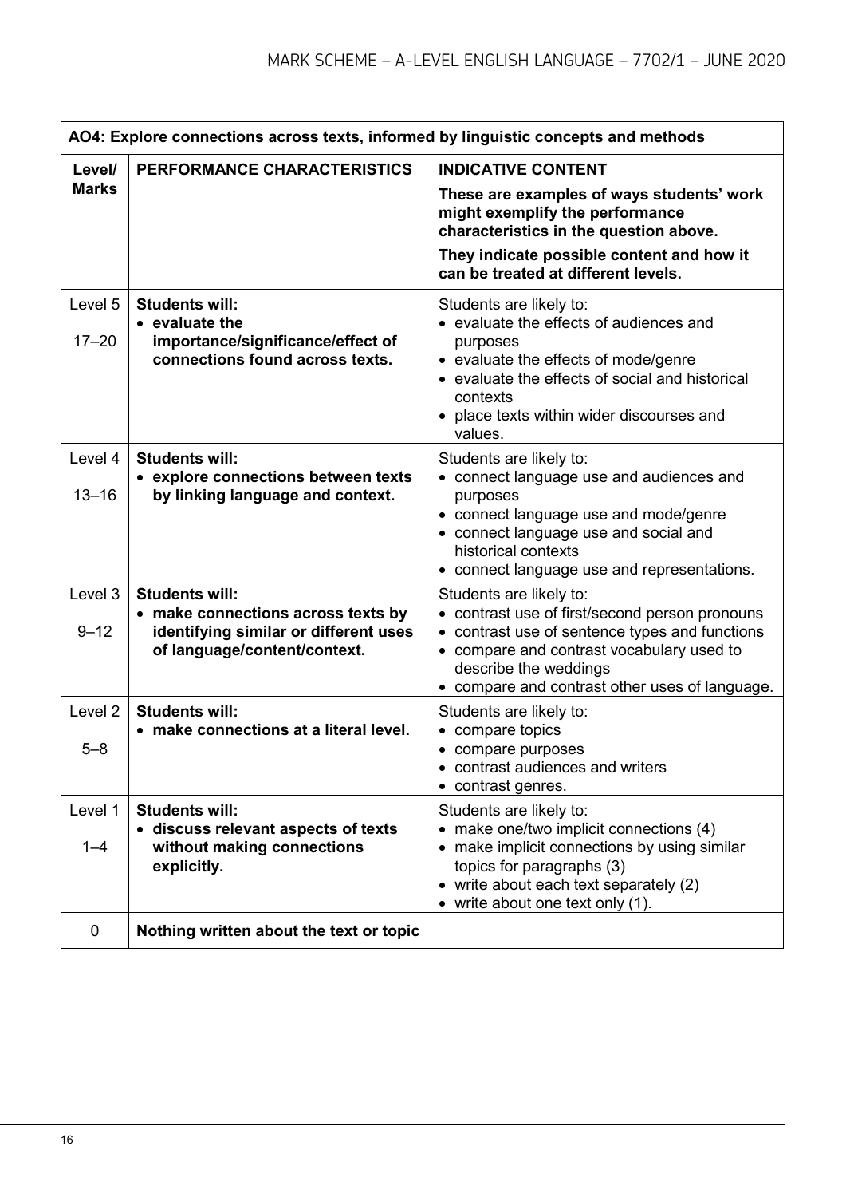| AO4: Explore connections across texts, informed by linguistic concepts and methods | | |
|---|---|---|
| **Level/ Marks** | **PERFORMANCE CHARACTERISTICS** | **INDICATIVE CONTENT**<br>**These are examples of ways students' work might exemplify the performance characteristics in the question above.**<br>**They indicate possible content and how it can be treated at different levels.** |
| Level 5<br>17–20 | **Students will:**<br>• **evaluate the importance/significance/effect of connections found across texts.** | Students are likely to:<br>• evaluate the effects of audiences and purposes<br>• evaluate the effects of mode/genre<br>• evaluate the effects of social and historical contexts<br>• place texts within wider discourses and values. |
| Level 4<br>13–16 | **Students will:**<br>• **explore connections between texts by linking language and context.** | Students are likely to:<br>• connect language use and audiences and purposes<br>• connect language use and mode/genre<br>• connect language use and social and historical contexts<br>• connect language use and representations. |
| Level 3<br>9–12 | **Students will:**<br>• **make connections across texts by identifying similar or different uses of language/content/context.** | Students are likely to:<br>• contrast use of first/second person pronouns<br>• contrast use of sentence types and functions<br>• compare and contrast vocabulary used to describe the weddings<br>• compare and contrast other uses of language. |
| Level 2<br>5–8 | **Students will:**<br>• **make connections at a literal level.** | Students are likely to:<br>• compare topics<br>• compare purposes<br>• contrast audiences and writers<br>• contrast genres. |
| Level 1<br>1–4 | **Students will:**<br>• **discuss relevant aspects of texts without making connections explicitly.** | Students are likely to:<br>• make one/two implicit connections (4)<br>• make implicit connections by using similar topics for paragraphs (3)<br>• write about each text separately (2)<br>• write about one text only (1). |
| 0 | **Nothing written about the text or topic** | |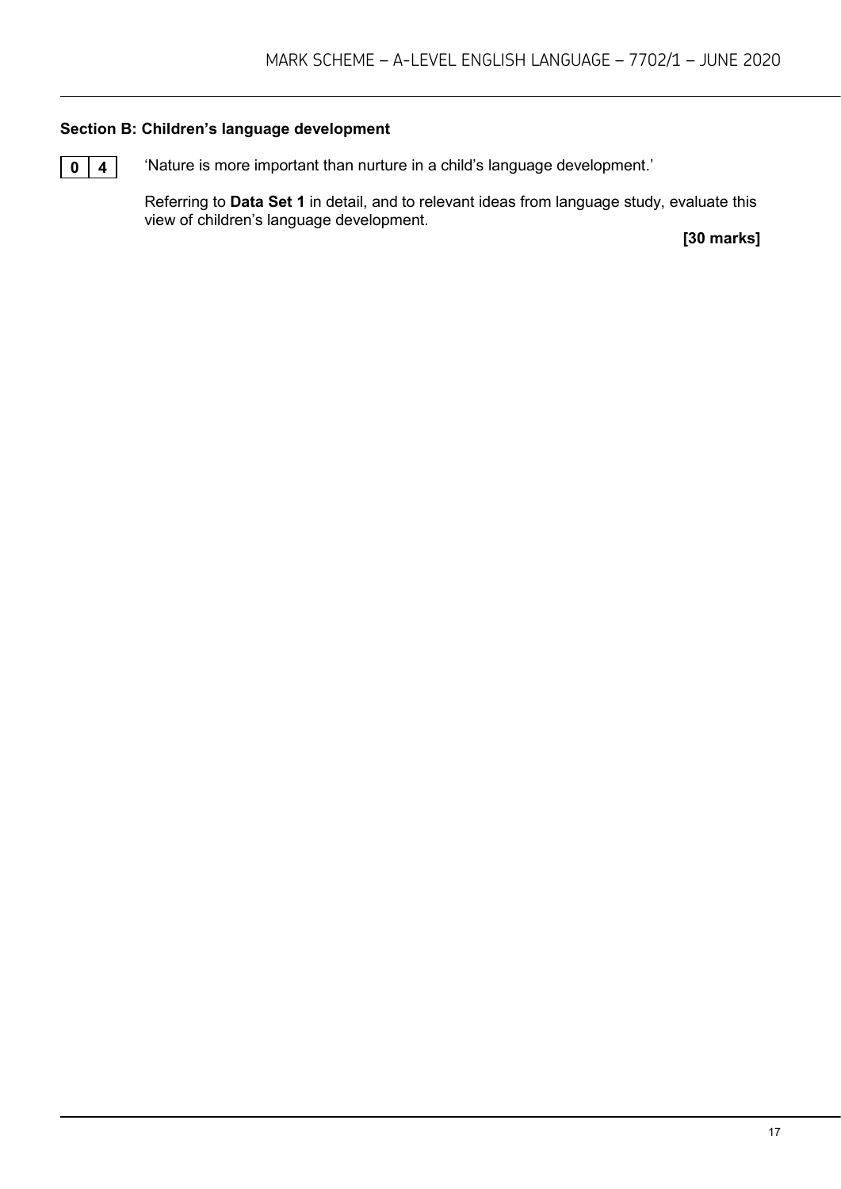## Section B: Children's language development

**0 4** 'Nature is more important than nurture in a child's language development.'

Referring to **Data Set 1** in detail, and to relevant ideas from language study, evaluate this view of children's language development.

**[30 marks]**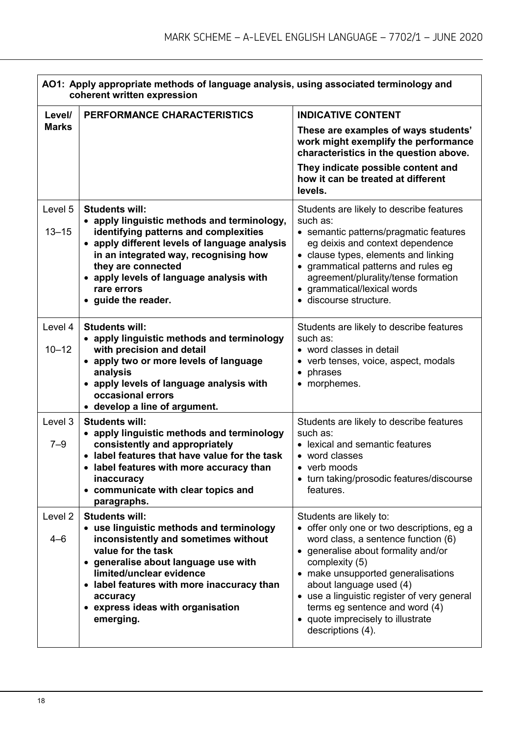| **AO1: Apply appropriate methods of language analysis, using associated terminology and coherent written expression** | | |
|---|---|---|
| **Level/ Marks** | **PERFORMANCE CHARACTERISTICS** | **INDICATIVE CONTENT**<br>**These are examples of ways students' work might exemplify the performance characteristics in the question above.**<br>**They indicate possible content and how it can be treated at different levels.** |
| Level 5<br>13–15 | **Students will:**<br>• **apply linguistic methods and terminology, identifying patterns and complexities**<br>• **apply different levels of language analysis in an integrated way, recognising how they are connected**<br>• **apply levels of language analysis with rare errors**<br>• **guide the reader.** | Students are likely to describe features such as:<br>• semantic patterns/pragmatic features eg deixis and context dependence<br>• clause types, elements and linking<br>• grammatical patterns and rules eg agreement/plurality/tense formation<br>• grammatical/lexical words<br>• discourse structure. |
| Level 4<br>10–12 | **Students will:**<br>• **apply linguistic methods and terminology with precision and detail**<br>• **apply two or more levels of language analysis**<br>• **apply levels of language analysis with occasional errors**<br>• **develop a line of argument.** | Students are likely to describe features such as:<br>• word classes in detail<br>• verb tenses, voice, aspect, modals<br>• phrases<br>• morphemes. |
| Level 3<br>7–9 | **Students will:**<br>• **apply linguistic methods and terminology consistently and appropriately**<br>• **label features that have value for the task**<br>• **label features with more accuracy than inaccuracy**<br>• **communicate with clear topics and paragraphs.** | Students are likely to describe features such as:<br>• lexical and semantic features<br>• word classes<br>• verb moods<br>• turn taking/prosodic features/discourse features. |
| Level 2<br>4–6 | **Students will:**<br>• **use linguistic methods and terminology inconsistently and sometimes without value for the task**<br>• **generalise about language use with limited/unclear evidence**<br>• **label features with more inaccuracy than accuracy**<br>• **express ideas with organisation emerging.** | Students are likely to:<br>• offer only one or two descriptions, eg a word class, a sentence function (6)<br>• generalise about formality and/or complexity (5)<br>• make unsupported generalisations about language used (4)<br>• use a linguistic register of very general terms eg sentence and word (4)<br>• quote imprecisely to illustrate descriptions (4). |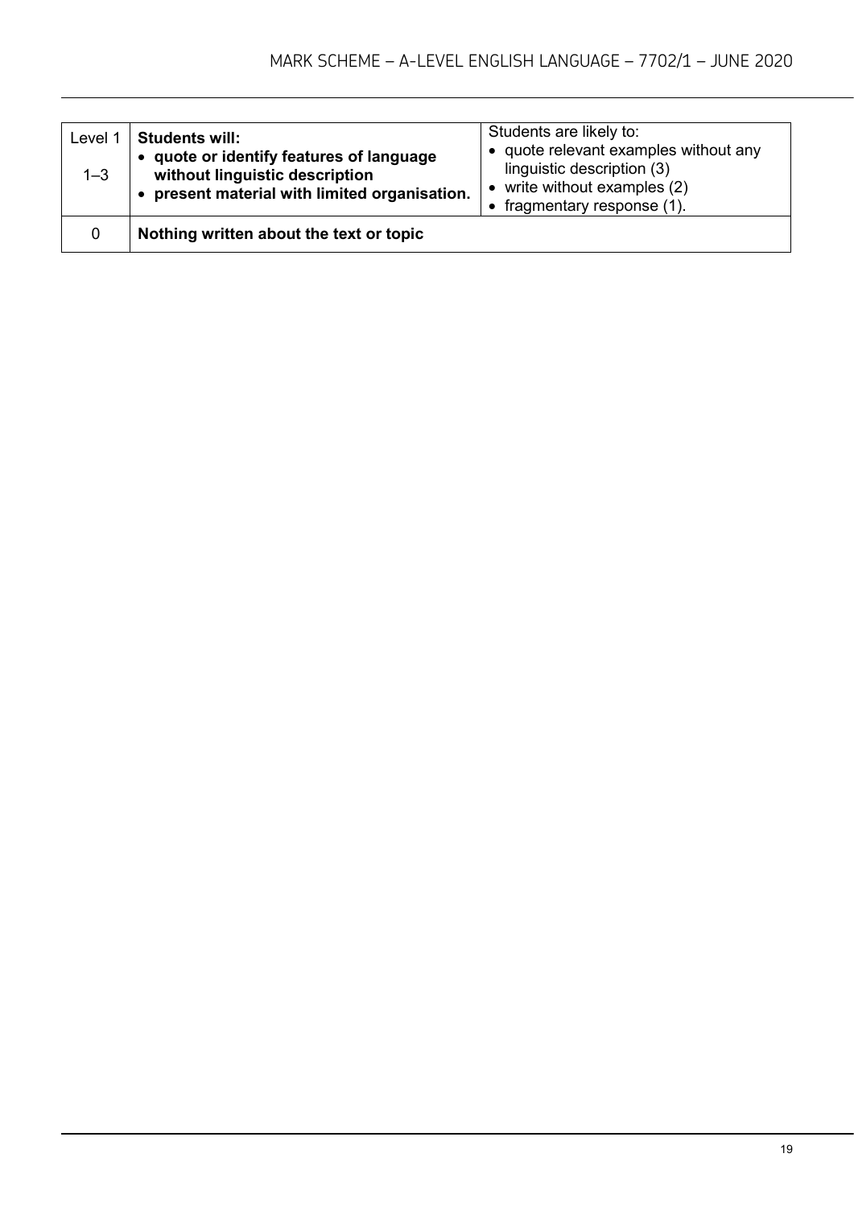| | | |
|---|---|---|
| Level 1<br><br>1–3 | **Students will:**<br>• **quote or identify features of language without linguistic description**<br>• **present material with limited organisation.** | Students are likely to:<br>• quote relevant examples without any linguistic description (3)<br>• write without examples (2)<br>• fragmentary response (1). |
| 0 | **Nothing written about the text or topic** | |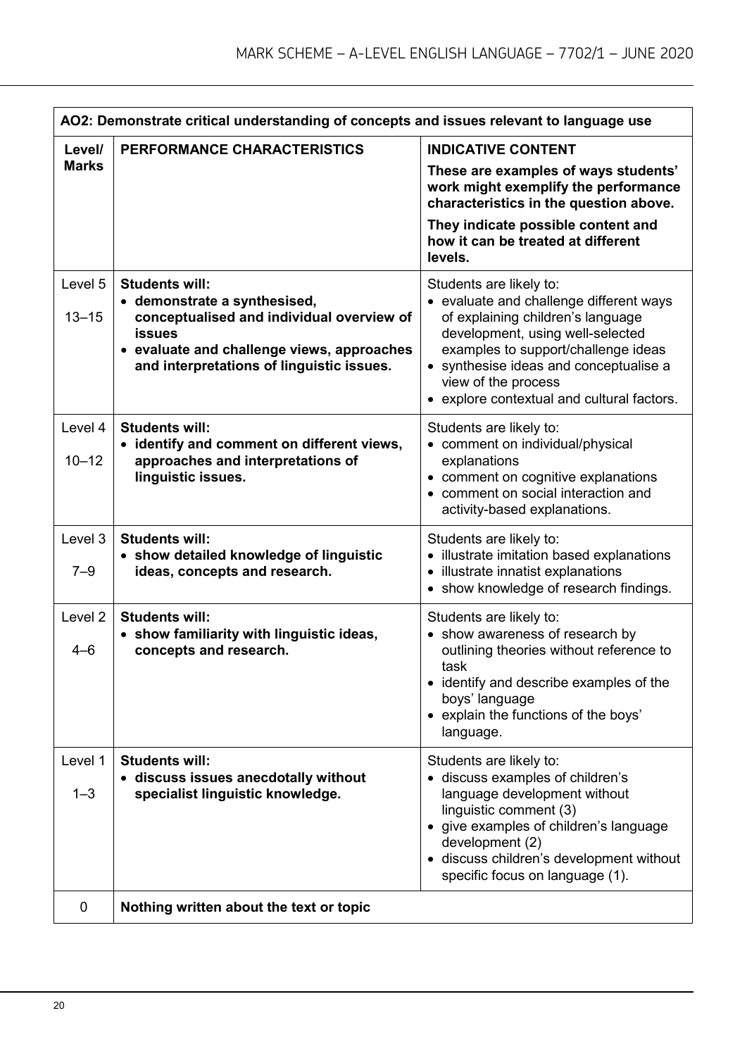| AO2: Demonstrate critical understanding of concepts and issues relevant to language use | | |
|---|---|---|
| **Level/ Marks** | **PERFORMANCE CHARACTERISTICS** | **INDICATIVE CONTENT**<br>**These are examples of ways students' work might exemplify the performance characteristics in the question above.**<br>**They indicate possible content and how it can be treated at different levels.** |
| Level 5<br>13–15 | **Students will:**<br>• **demonstrate a synthesised, conceptualised and individual overview of issues**<br>• **evaluate and challenge views, approaches and interpretations of linguistic issues.** | Students are likely to:<br>• evaluate and challenge different ways of explaining children's language development, using well-selected examples to support/challenge ideas<br>• synthesise ideas and conceptualise a view of the process<br>• explore contextual and cultural factors. |
| Level 4<br>10–12 | **Students will:**<br>• **identify and comment on different views, approaches and interpretations of linguistic issues.** | Students are likely to:<br>• comment on individual/physical explanations<br>• comment on cognitive explanations<br>• comment on social interaction and activity-based explanations. |
| Level 3<br>7–9 | **Students will:**<br>• **show detailed knowledge of linguistic ideas, concepts and research.** | Students are likely to:<br>• illustrate imitation based explanations<br>• illustrate innatist explanations<br>• show knowledge of research findings. |
| Level 2<br>4–6 | **Students will:**<br>• **show familiarity with linguistic ideas, concepts and research.** | Students are likely to:<br>• show awareness of research by outlining theories without reference to task<br>• identify and describe examples of the boys' language<br>• explain the functions of the boys' language. |
| Level 1<br>1–3 | **Students will:**<br>• **discuss issues anecdotally without specialist linguistic knowledge.** | Students are likely to:<br>• discuss examples of children's language development without linguistic comment (3)<br>• give examples of children's language development (2)<br>• discuss children's development without specific focus on language (1). |
| 0 | **Nothing written about the text or topic** | |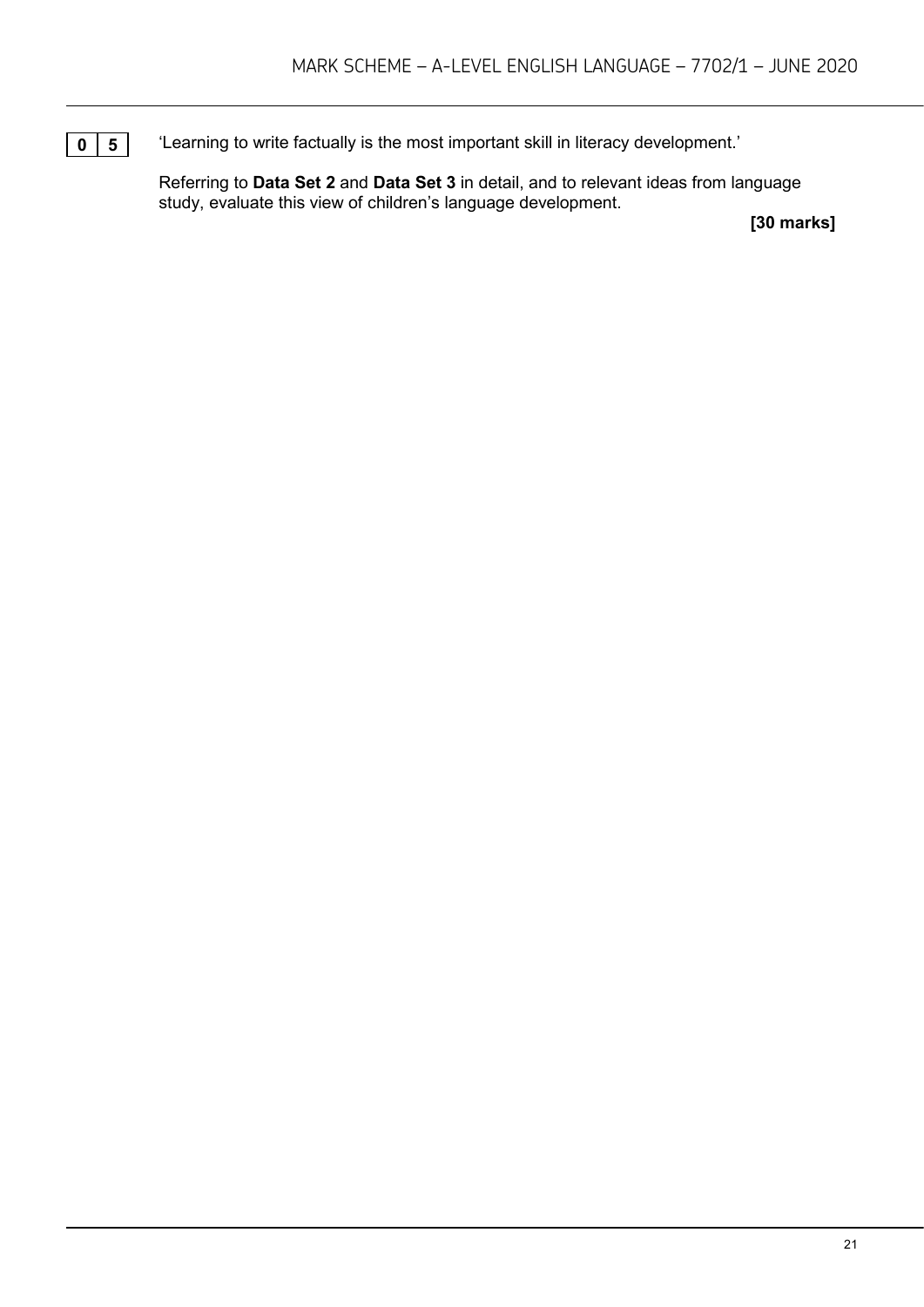**0 5** 'Learning to write factually is the most important skill in literacy development.'

Referring to **Data Set 2** and **Data Set 3** in detail, and to relevant ideas from language study, evaluate this view of children's language development.

**[30 marks]**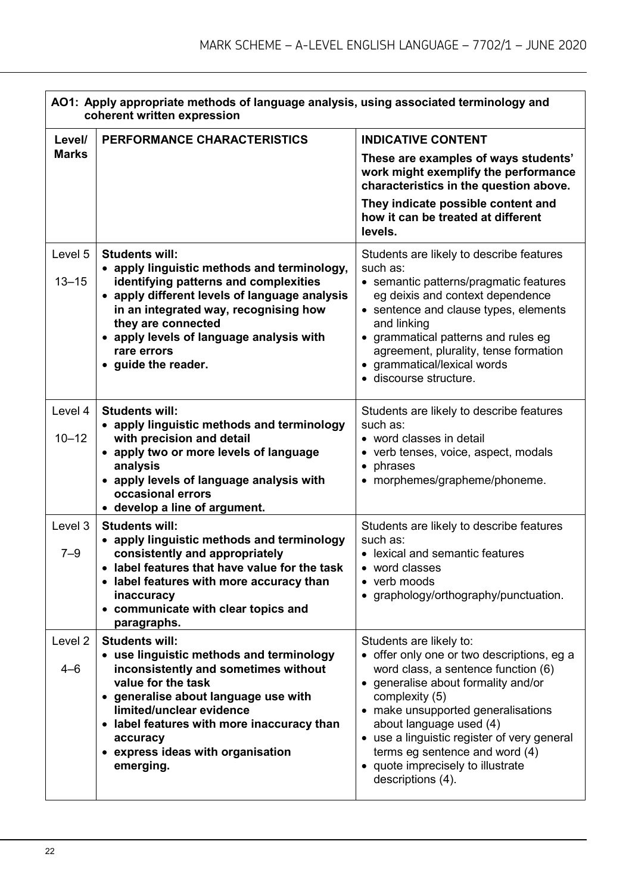| AO1: Apply appropriate methods of language analysis, using associated terminology and coherent written expression | | |
|---|---|---|
| **Level/ Marks** | **PERFORMANCE CHARACTERISTICS** | **INDICATIVE CONTENT**<br>**These are examples of ways students' work might exemplify the performance characteristics in the question above.**<br>**They indicate possible content and how it can be treated at different levels.** |
| Level 5<br>13–15 | **Students will:**<br>• **apply linguistic methods and terminology, identifying patterns and complexities**<br>• **apply different levels of language analysis in an integrated way, recognising how they are connected**<br>• **apply levels of language analysis with rare errors**<br>• **guide the reader.** | Students are likely to describe features such as:<br>• semantic patterns/pragmatic features eg deixis and context dependence<br>• sentence and clause types, elements and linking<br>• grammatical patterns and rules eg agreement, plurality, tense formation<br>• grammatical/lexical words<br>• discourse structure. |
| Level 4<br>10–12 | **Students will:**<br>• **apply linguistic methods and terminology with precision and detail**<br>• **apply two or more levels of language analysis**<br>• **apply levels of language analysis with occasional errors**<br>• **develop a line of argument.** | Students are likely to describe features such as:<br>• word classes in detail<br>• verb tenses, voice, aspect, modals<br>• phrases<br>• morphemes/grapheme/phoneme. |
| Level 3<br>7–9 | **Students will:**<br>• **apply linguistic methods and terminology consistently and appropriately**<br>• **label features that have value for the task**<br>• **label features with more accuracy than inaccuracy**<br>• **communicate with clear topics and paragraphs.** | Students are likely to describe features such as:<br>• lexical and semantic features<br>• word classes<br>• verb moods<br>• graphology/orthography/punctuation. |
| Level 2<br>4–6 | **Students will:**<br>• **use linguistic methods and terminology inconsistently and sometimes without value for the task**<br>• **generalise about language use with limited/unclear evidence**<br>• **label features with more inaccuracy than accuracy**<br>• **express ideas with organisation emerging.** | Students are likely to:<br>• offer only one or two descriptions, eg a word class, a sentence function (6)<br>• generalise about formality and/or complexity (5)<br>• make unsupported generalisations about language used (4)<br>• use a linguistic register of very general terms eg sentence and word (4)<br>• quote imprecisely to illustrate descriptions (4). |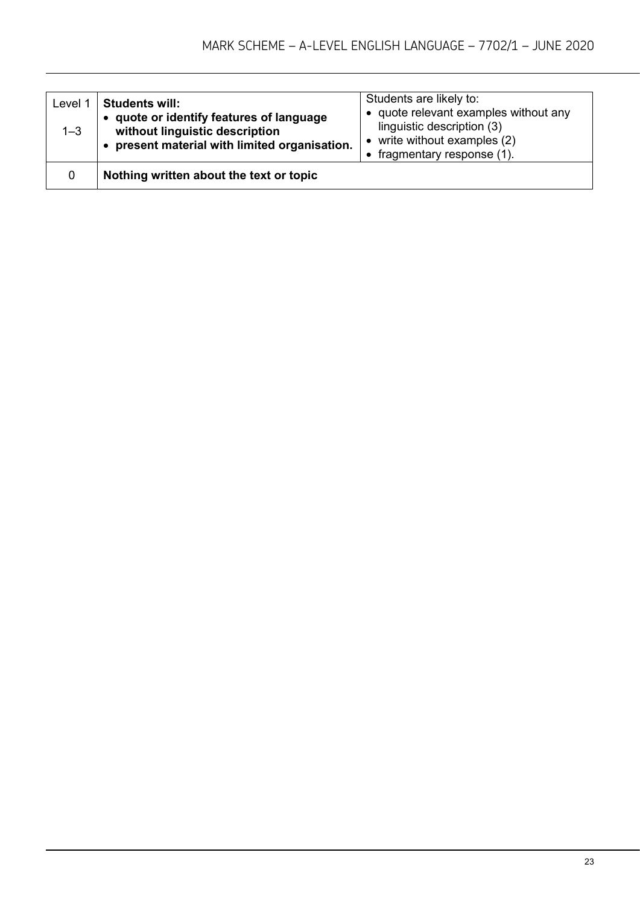| | | |
|---|---|---|
| Level 1<br><br>1–3 | **Students will:**<br>• **quote or identify features of language without linguistic description**<br>• **present material with limited organisation.** | Students are likely to:<br>• quote relevant examples without any linguistic description (3)<br>• write without examples (2)<br>• fragmentary response (1). |
| 0 | **Nothing written about the text or topic** | |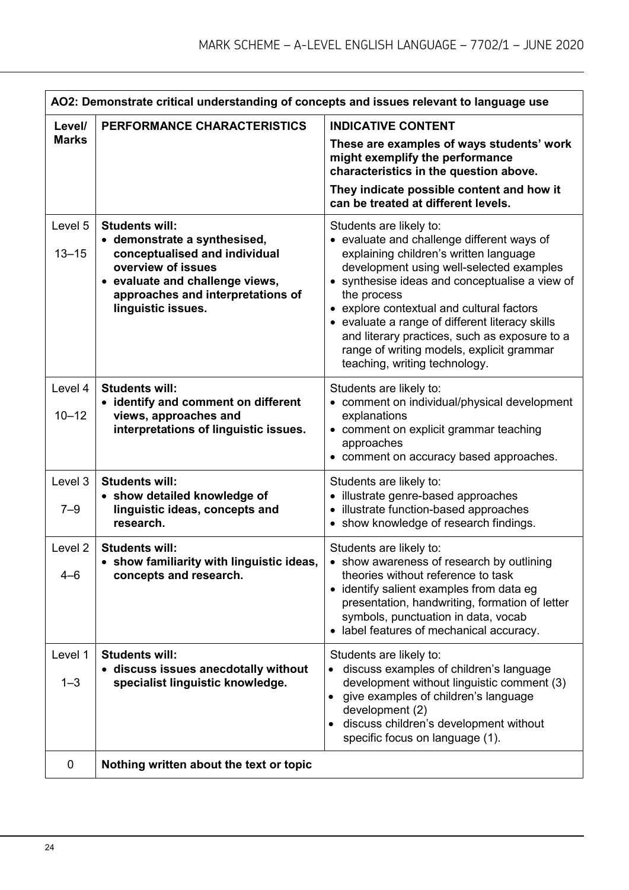| AO2: Demonstrate critical understanding of concepts and issues relevant to language use | | |
|---|---|---|
| **Level/ Marks** | **PERFORMANCE CHARACTERISTICS** | **INDICATIVE CONTENT**<br>**These are examples of ways students' work might exemplify the performance characteristics in the question above.**<br>**They indicate possible content and how it can be treated at different levels.** |
| Level 5<br>13–15 | **Students will:**<br>• **demonstrate a synthesised, conceptualised and individual overview of issues**<br>• **evaluate and challenge views, approaches and interpretations of linguistic issues.** | Students are likely to:<br>• evaluate and challenge different ways of explaining children's written language development using well-selected examples<br>• synthesise ideas and conceptualise a view of the process<br>• explore contextual and cultural factors<br>• evaluate a range of different literacy skills and literary practices, such as exposure to a range of writing models, explicit grammar teaching, writing technology. |
| Level 4<br>10–12 | **Students will:**<br>• **identify and comment on different views, approaches and interpretations of linguistic issues.** | Students are likely to:<br>• comment on individual/physical development explanations<br>• comment on explicit grammar teaching approaches<br>• comment on accuracy based approaches. |
| Level 3<br>7–9 | **Students will:**<br>• **show detailed knowledge of linguistic ideas, concepts and research.** | Students are likely to:<br>• illustrate genre-based approaches<br>• illustrate function-based approaches<br>• show knowledge of research findings. |
| Level 2<br>4–6 | **Students will:**<br>• **show familiarity with linguistic ideas, concepts and research.** | Students are likely to:<br>• show awareness of research by outlining theories without reference to task<br>• identify salient examples from data eg presentation, handwriting, formation of letter symbols, punctuation in data, vocab<br>• label features of mechanical accuracy. |
| Level 1<br>1–3 | **Students will:**<br>• **discuss issues anecdotally without specialist linguistic knowledge.** | Students are likely to:<br>• discuss examples of children's language development without linguistic comment (3)<br>• give examples of children's language development (2)<br>• discuss children's development without specific focus on language (1). |
| 0 | **Nothing written about the text or topic** | |